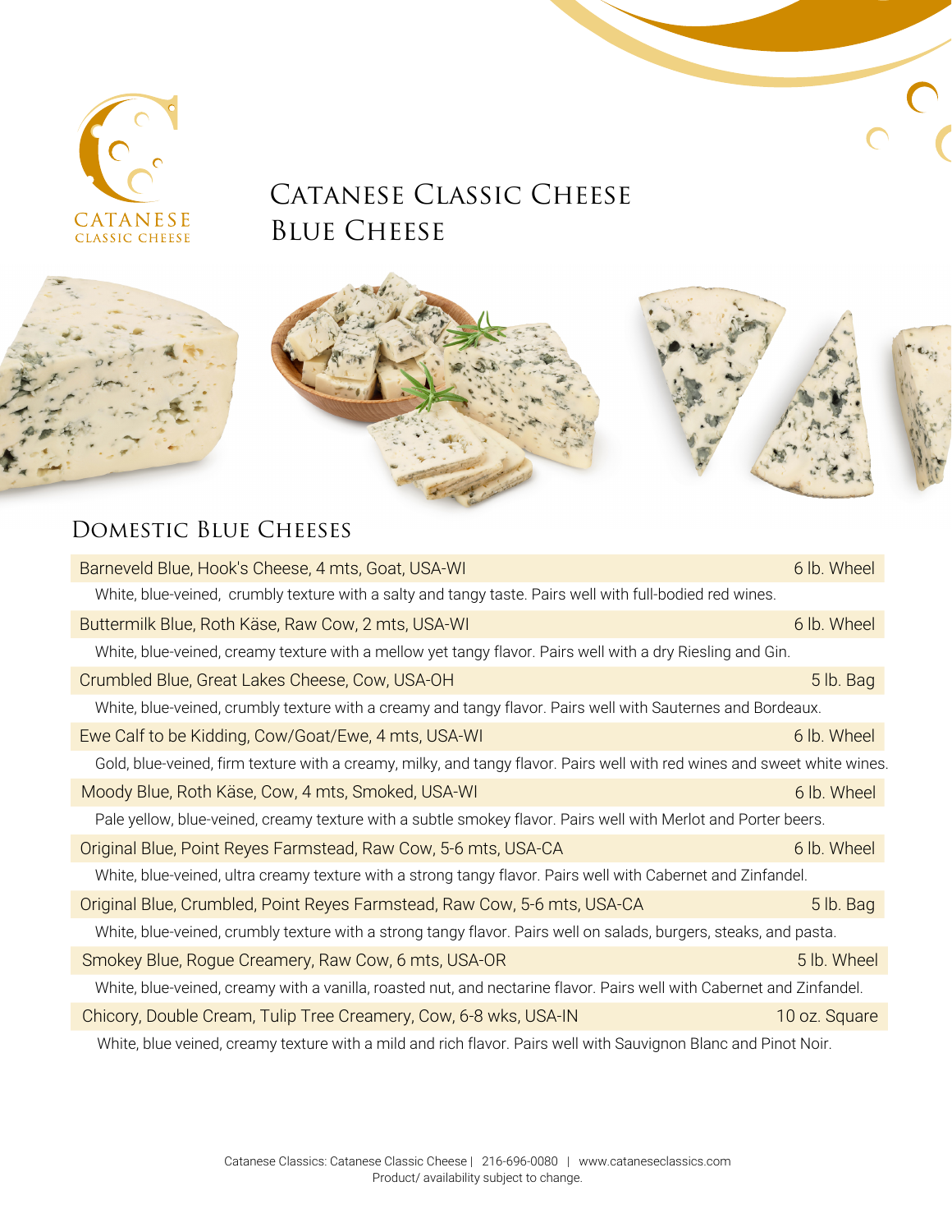# Catanese Classic Cheese
# Blue Cheese

## Domestic Blue Cheeses

| Cheese | Size |
|---|---|
| Barneveld Blue, Hook's Cheese, 4 mts, Goat, USA-WI | 6 lb. Wheel |
| White, blue-veined, crumbly texture with a salty and tangy taste. Pairs well with full-bodied red wines. | |
| Buttermilk Blue, Roth Käse, Raw Cow, 2 mts, USA-WI | 6 lb. Wheel |
| White, blue-veined, creamy texture with a mellow yet tangy flavor. Pairs well with a dry Riesling and Gin. | |
| Crumbled Blue, Great Lakes Cheese, Cow, USA-OH | 5 lb. Bag |
| White, blue-veined, crumbly texture with a creamy and tangy flavor. Pairs well with Sauternes and Bordeaux. | |
| Ewe Calf to be Kidding, Cow/Goat/Ewe, 4 mts, USA-WI | 6 lb. Wheel |
| Gold, blue-veined, firm texture with a creamy, milky, and tangy flavor. Pairs well with red wines and sweet white wines. | |
| Moody Blue, Roth Käse, Cow, 4 mts, Smoked, USA-WI | 6 lb. Wheel |
| Pale yellow, blue-veined, creamy texture with a subtle smokey flavor. Pairs well with Merlot and Porter beers. | |
| Original Blue, Point Reyes Farmstead, Raw Cow, 5-6 mts, USA-CA | 6 lb. Wheel |
| White, blue-veined, ultra creamy texture with a strong tangy flavor. Pairs well with Cabernet and Zinfandel. | |
| Original Blue, Crumbled, Point Reyes Farmstead, Raw Cow, 5-6 mts, USA-CA | 5 lb. Bag |
| White, blue-veined, crumbly texture with a strong tangy flavor. Pairs well on salads, burgers, steaks, and pasta. | |
| Smokey Blue, Rogue Creamery, Raw Cow, 6 mts, USA-OR | 5 lb. Wheel |
| White, blue-veined, creamy with a vanilla, roasted nut, and nectarine flavor. Pairs well with Cabernet and Zinfandel. | |
| Chicory, Double Cream, Tulip Tree Creamery, Cow, 6-8 wks, USA-IN | 10 oz. Square |
| White, blue veined, creamy texture with a mild and rich flavor. Pairs well with Sauvignon Blanc and Pinot Noir. | |

Catanese Classics: Catanese Classic Cheese | 216-696-0080 | www.cataneseclassics.com
Product/ availability subject to change.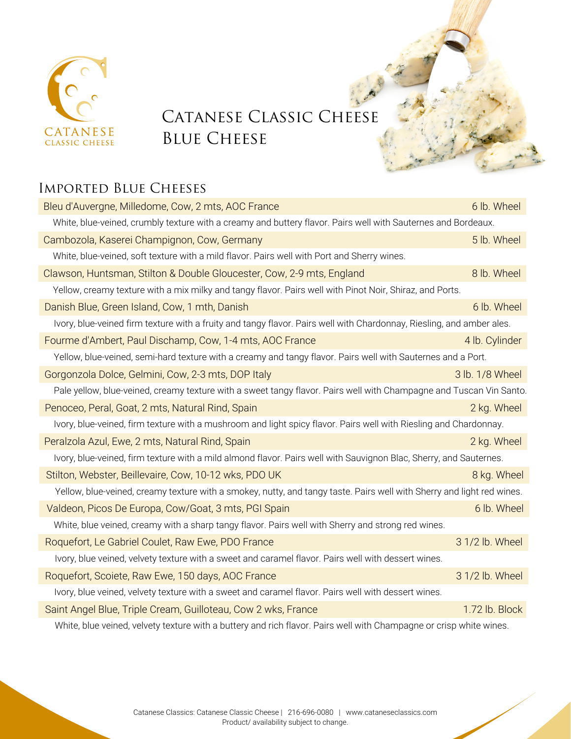CATANESE
CLASSIC CHEESE

# Catanese Classic Cheese Blue Cheese

## Imported Blue Cheeses

| | |
|---|---|
| Bleu d'Auvergne, Milledome, Cow, 2 mts, AOC France | 6 lb. Wheel |

White, blue-veined, crumbly texture with a creamy and buttery flavor. Pairs well with Sauternes and Bordeaux.

| | |
|---|---|
| Cambozola, Kaserei Champignon, Cow, Germany | 5 lb. Wheel |

White, blue-veined, soft texture with a mild flavor. Pairs well with Port and Sherry wines.

| | |
|---|---|
| Clawson, Huntsman, Stilton & Double Gloucester, Cow, 2-9 mts, England | 8 lb. Wheel |

Yellow, creamy texture with a mix milky and tangy flavor. Pairs well with Pinot Noir, Shiraz, and Ports.

| | |
|---|---|
| Danish Blue, Green Island, Cow, 1 mth, Danish | 6 lb. Wheel |

Ivory, blue-veined firm texture with a fruity and tangy flavor. Pairs well with Chardonnay, Riesling, and amber ales.

| | |
|---|---|
| Fourme d'Ambert, Paul Dischamp, Cow, 1-4 mts, AOC France | 4 lb. Cylinder |

Yellow, blue-veined, semi-hard texture with a creamy and tangy flavor. Pairs well with Sauternes and a Port.

| | |
|---|---|
| Gorgonzola Dolce, Gelmini, Cow, 2-3 mts, DOP Italy | 3 lb. 1/8 Wheel |

Pale yellow, blue-veined, creamy texture with a sweet tangy flavor. Pairs well with Champagne and Tuscan Vin Santo.

| | |
|---|---|
| Penoceo, Peral, Goat, 2 mts, Natural Rind, Spain | 2 kg. Wheel |

Ivory, blue-veined, firm texture with a mushroom and light spicy flavor. Pairs well with Riesling and Chardonnay.

| | |
|---|---|
| Peralzola Azul, Ewe, 2 mts, Natural Rind, Spain | 2 kg. Wheel |

Ivory, blue-veined, firm texture with a mild almond flavor. Pairs well with Sauvignon Blac, Sherry, and Sauternes.

| | |
|---|---|
| Stilton, Webster, Beillevaire, Cow, 10-12 wks, PDO UK | 8 kg. Wheel |

Yellow, blue-veined, creamy texture with a smokey, nutty, and tangy taste. Pairs well with Sherry and light red wines.

| | |
|---|---|
| Valdeon, Picos De Europa, Cow/Goat, 3 mts, PGI Spain | 6 lb. Wheel |

White, blue veined, creamy with a sharp tangy flavor. Pairs well with Sherry and strong red wines.

| | |
|---|---|
| Roquefort, Le Gabriel Coulet, Raw Ewe, PDO France | 3 1/2 lb. Wheel |

Ivory, blue veined, velvety texture with a sweet and caramel flavor. Pairs well with dessert wines.

| | |
|---|---|
| Roquefort, Scoiete, Raw Ewe, 150 days, AOC France | 3 1/2 lb. Wheel |

Ivory, blue veined, velvety texture with a sweet and caramel flavor. Pairs well with dessert wines.

| | |
|---|---|
| Saint Angel Blue, Triple Cream, Guilloteau, Cow 2 wks, France | 1.72 lb. Block |

White, blue veined, velvety texture with a buttery and rich flavor. Pairs well with Champagne or crisp white wines.

Catanese Classics: Catanese Classic Cheese | 216-696-0080 | www.cataneseclassics.com
Product/ availability subject to change.